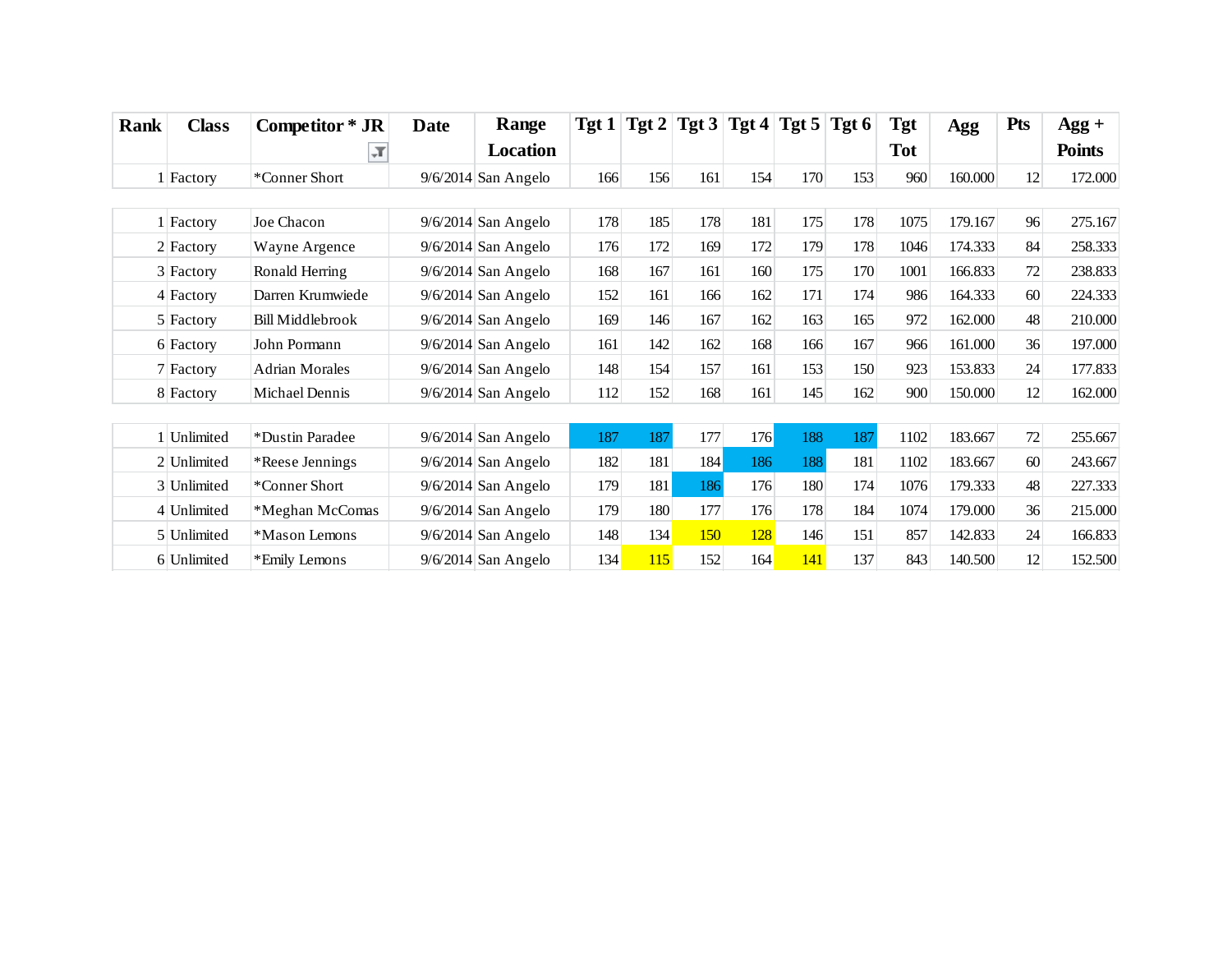| Rank | Class | Competitor * JR | Date | Range Location | Tgt 1 | Tgt 2 | Tgt 3 | Tgt 4 | Tgt 5 | Tgt 6 | Tgt Tot | Agg | Pts | Agg + Points |
|---|---|---|---|---|---|---|---|---|---|---|---|---|---|---|
| 1 | Factory | *Conner Short | 9/6/2014 | San Angelo | 166 | 156 | 161 | 154 | 170 | 153 | 960 | 160.000 | 12 | 172.000 |
| | | | | | | | | | | | | | | |
| 1 | Factory | Joe Chacon | 9/6/2014 | San Angelo | 178 | 185 | 178 | 181 | 175 | 178 | 1075 | 179.167 | 96 | 275.167 |
| 2 | Factory | Wayne Argence | 9/6/2014 | San Angelo | 176 | 172 | 169 | 172 | 179 | 178 | 1046 | 174.333 | 84 | 258.333 |
| 3 | Factory | Ronald Herring | 9/6/2014 | San Angelo | 168 | 167 | 161 | 160 | 175 | 170 | 1001 | 166.833 | 72 | 238.833 |
| 4 | Factory | Darren Krumwiede | 9/6/2014 | San Angelo | 152 | 161 | 166 | 162 | 171 | 174 | 986 | 164.333 | 60 | 224.333 |
| 5 | Factory | Bill Middlebrook | 9/6/2014 | San Angelo | 169 | 146 | 167 | 162 | 163 | 165 | 972 | 162.000 | 48 | 210.000 |
| 6 | Factory | John Pormann | 9/6/2014 | San Angelo | 161 | 142 | 162 | 168 | 166 | 167 | 966 | 161.000 | 36 | 197.000 |
| 7 | Factory | Adrian Morales | 9/6/2014 | San Angelo | 148 | 154 | 157 | 161 | 153 | 150 | 923 | 153.833 | 24 | 177.833 |
| 8 | Factory | Michael Dennis | 9/6/2014 | San Angelo | 112 | 152 | 168 | 161 | 145 | 162 | 900 | 150.000 | 12 | 162.000 |
| | | | | | | | | | | | | | | |
| 1 | Unlimited | *Dustin Paradee | 9/6/2014 | San Angelo | 187 | 187 | 177 | 176 | 188 | 187 | 1102 | 183.667 | 72 | 255.667 |
| 2 | Unlimited | *Reese Jennings | 9/6/2014 | San Angelo | 182 | 181 | 184 | 186 | 188 | 181 | 1102 | 183.667 | 60 | 243.667 |
| 3 | Unlimited | *Conner Short | 9/6/2014 | San Angelo | 179 | 181 | 186 | 176 | 180 | 174 | 1076 | 179.333 | 48 | 227.333 |
| 4 | Unlimited | *Meghan McComas | 9/6/2014 | San Angelo | 179 | 180 | 177 | 176 | 178 | 184 | 1074 | 179.000 | 36 | 215.000 |
| 5 | Unlimited | *Mason Lemons | 9/6/2014 | San Angelo | 148 | 134 | 150 | 128 | 146 | 151 | 857 | 142.833 | 24 | 166.833 |
| 6 | Unlimited | *Emily Lemons | 9/6/2014 | San Angelo | 134 | 115 | 152 | 164 | 141 | 137 | 843 | 140.500 | 12 | 152.500 |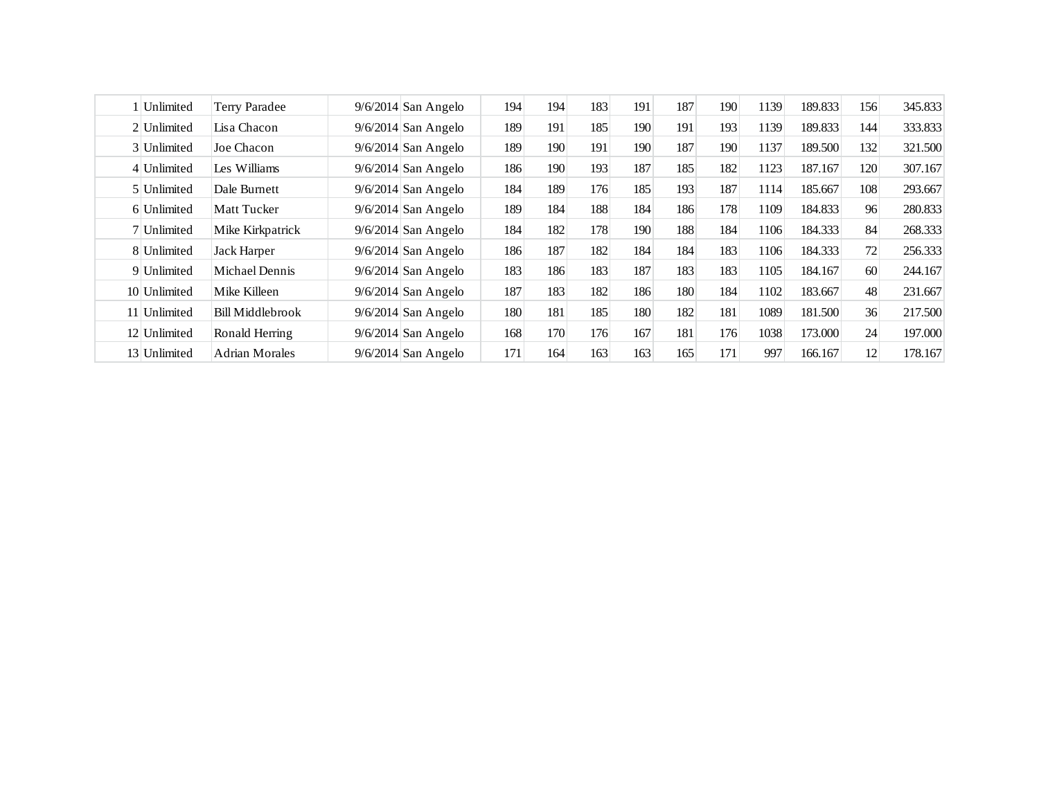| | | | | | | | | | | | | | | |
|---|---|---|---|---|---|---|---|---|---|---|---|---|---|---|
| 1 | Unlimited | Terry Paradee | 9/6/2014 | San Angelo | 194 | 194 | 183 | 191 | 187 | 190 | 1139 | 189.833 | 156 | 345.833 |
| 2 | Unlimited | Lisa Chacon | 9/6/2014 | San Angelo | 189 | 191 | 185 | 190 | 191 | 193 | 1139 | 189.833 | 144 | 333.833 |
| 3 | Unlimited | Joe Chacon | 9/6/2014 | San Angelo | 189 | 190 | 191 | 190 | 187 | 190 | 1137 | 189.500 | 132 | 321.500 |
| 4 | Unlimited | Les Williams | 9/6/2014 | San Angelo | 186 | 190 | 193 | 187 | 185 | 182 | 1123 | 187.167 | 120 | 307.167 |
| 5 | Unlimited | Dale Burnett | 9/6/2014 | San Angelo | 184 | 189 | 176 | 185 | 193 | 187 | 1114 | 185.667 | 108 | 293.667 |
| 6 | Unlimited | Matt Tucker | 9/6/2014 | San Angelo | 189 | 184 | 188 | 184 | 186 | 178 | 1109 | 184.833 | 96 | 280.833 |
| 7 | Unlimited | Mike Kirkpatrick | 9/6/2014 | San Angelo | 184 | 182 | 178 | 190 | 188 | 184 | 1106 | 184.333 | 84 | 268.333 |
| 8 | Unlimited | Jack Harper | 9/6/2014 | San Angelo | 186 | 187 | 182 | 184 | 184 | 183 | 1106 | 184.333 | 72 | 256.333 |
| 9 | Unlimited | Michael Dennis | 9/6/2014 | San Angelo | 183 | 186 | 183 | 187 | 183 | 183 | 1105 | 184.167 | 60 | 244.167 |
| 10 | Unlimited | Mike Killeen | 9/6/2014 | San Angelo | 187 | 183 | 182 | 186 | 180 | 184 | 1102 | 183.667 | 48 | 231.667 |
| 11 | Unlimited | Bill Middlebrook | 9/6/2014 | San Angelo | 180 | 181 | 185 | 180 | 182 | 181 | 1089 | 181.500 | 36 | 217.500 |
| 12 | Unlimited | Ronald Herring | 9/6/2014 | San Angelo | 168 | 170 | 176 | 167 | 181 | 176 | 1038 | 173.000 | 24 | 197.000 |
| 13 | Unlimited | Adrian Morales | 9/6/2014 | San Angelo | 171 | 164 | 163 | 163 | 165 | 171 | 997 | 166.167 | 12 | 178.167 |